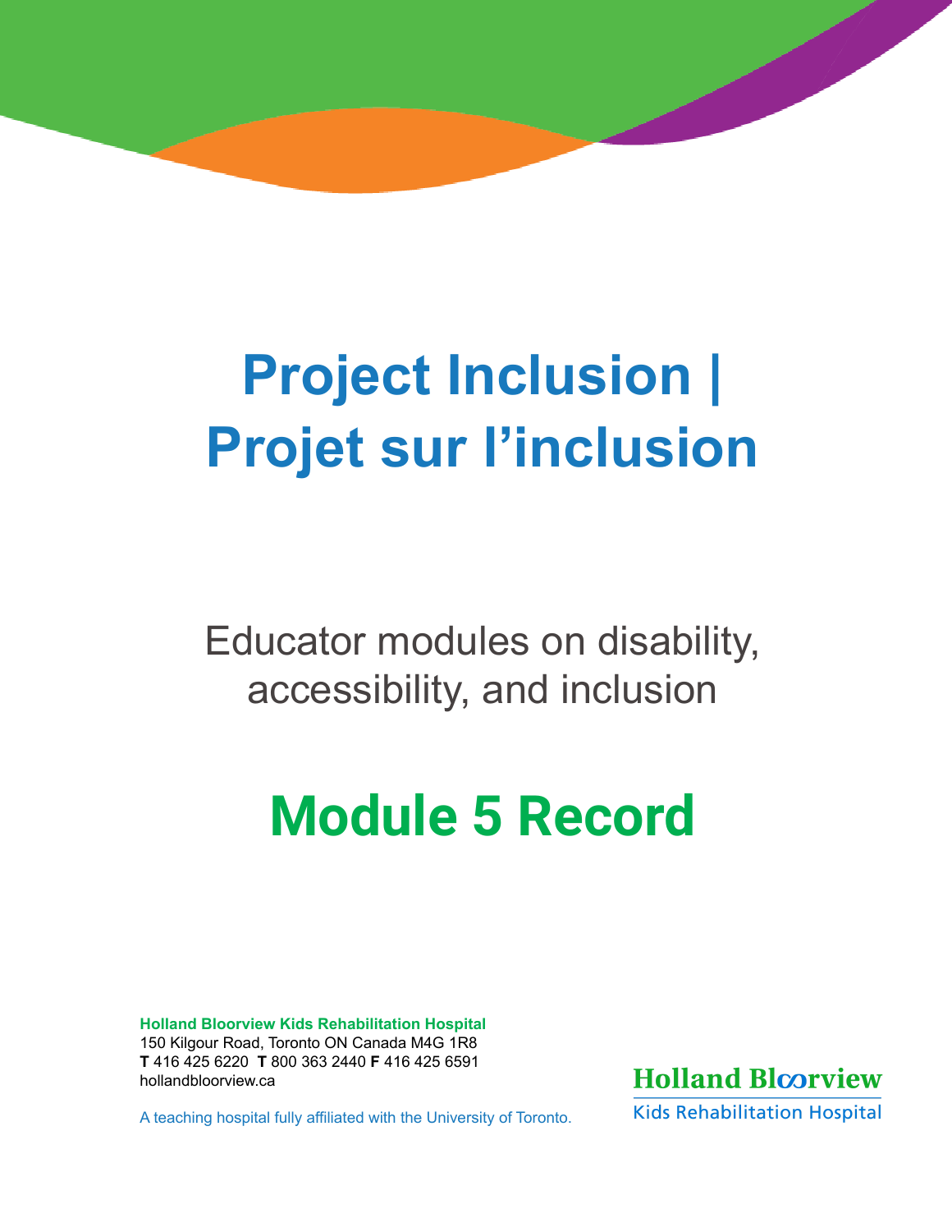# Project Inclusion | Projet sur l'inclusion

Educator modules on disability, accessibility, and inclusion

## Module 5 Record

**Holland Bloorview Kids Rehabilitation Hospital**
150 Kilgour Road, Toronto ON Canada M4G 1R8
**T** 416 425 6220 **T** 800 363 2440 **F** 416 425 6591
hollandbloorview.ca

A teaching hospital fully affiliated with the University of Toronto.

Holland Bloorview
Kids Rehabilitation Hospital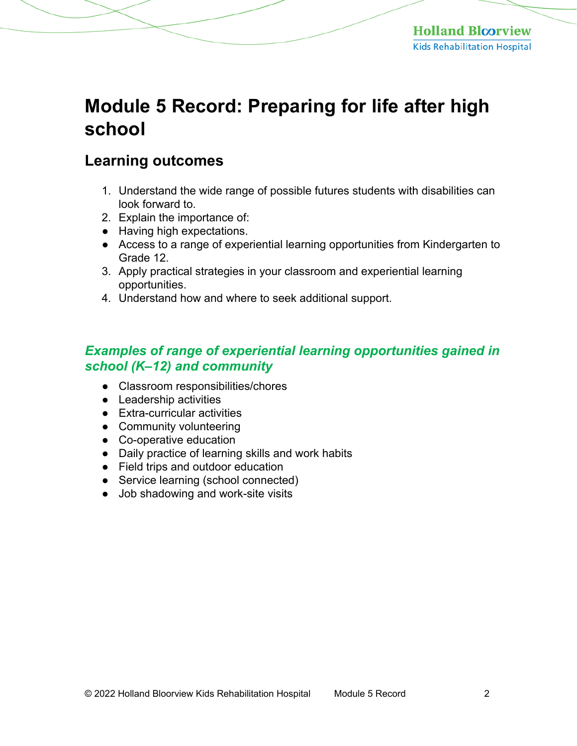# Module 5 Record: Preparing for life after high school

## Learning outcomes

1. Understand the wide range of possible futures students with disabilities can look forward to.
2. Explain the importance of:
- Having high expectations.
- Access to a range of experiential learning opportunities from Kindergarten to Grade 12.
3. Apply practical strategies in your classroom and experiential learning opportunities.
4. Understand how and where to seek additional support.

### *Examples of range of experiential learning opportunities gained in school (K–12) and community*

- Classroom responsibilities/chores
- Leadership activities
- Extra-curricular activities
- Community volunteering
- Co-operative education
- Daily practice of learning skills and work habits
- Field trips and outdoor education
- Service learning (school connected)
- Job shadowing and work-site visits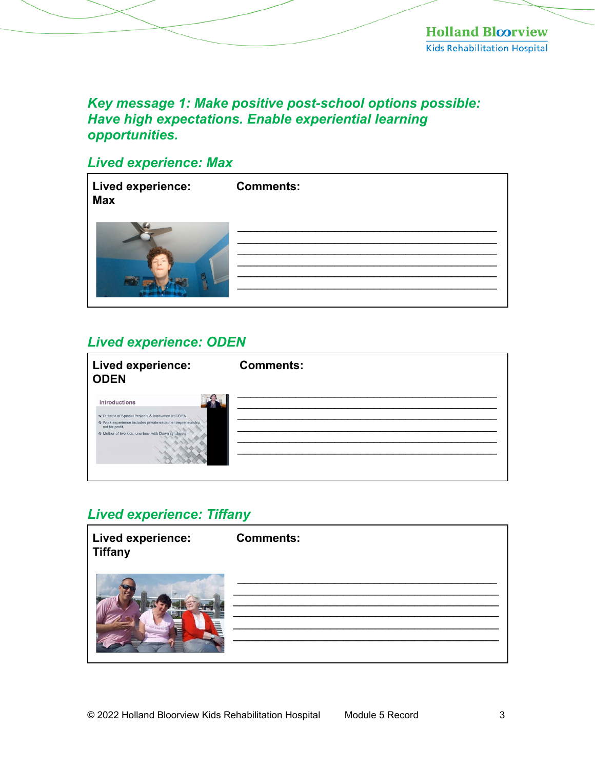## Key message 1: Make positive post-school options possible: Have high expectations. Enable experiential learning opportunities.

### Lived experience: Max

| Lived experience: Max | Comments: |
|---|---|
| | ______________________________________________ |
| | ______________________________________________ |
| | ______________________________________________ |
| | ______________________________________________ |
| | ______________________________________________ |
| | ______________________________________________ |

### Lived experience: ODEN

| Lived experience: ODEN | Comments: |
|---|---|
| | ______________________________________________ |
| | ______________________________________________ |
| | ______________________________________________ |
| | ______________________________________________ |
| | ______________________________________________ |
| | ______________________________________________ |

### Lived experience: Tiffany

| Lived experience: Tiffany | Comments: |
|---|---|
| | ______________________________________________ |
| | ______________________________________________ |
| | ______________________________________________ |
| | ______________________________________________ |
| | ______________________________________________ |
| | ______________________________________________ |

© 2022 Holland Bloorview Kids Rehabilitation Hospital Module 5 Record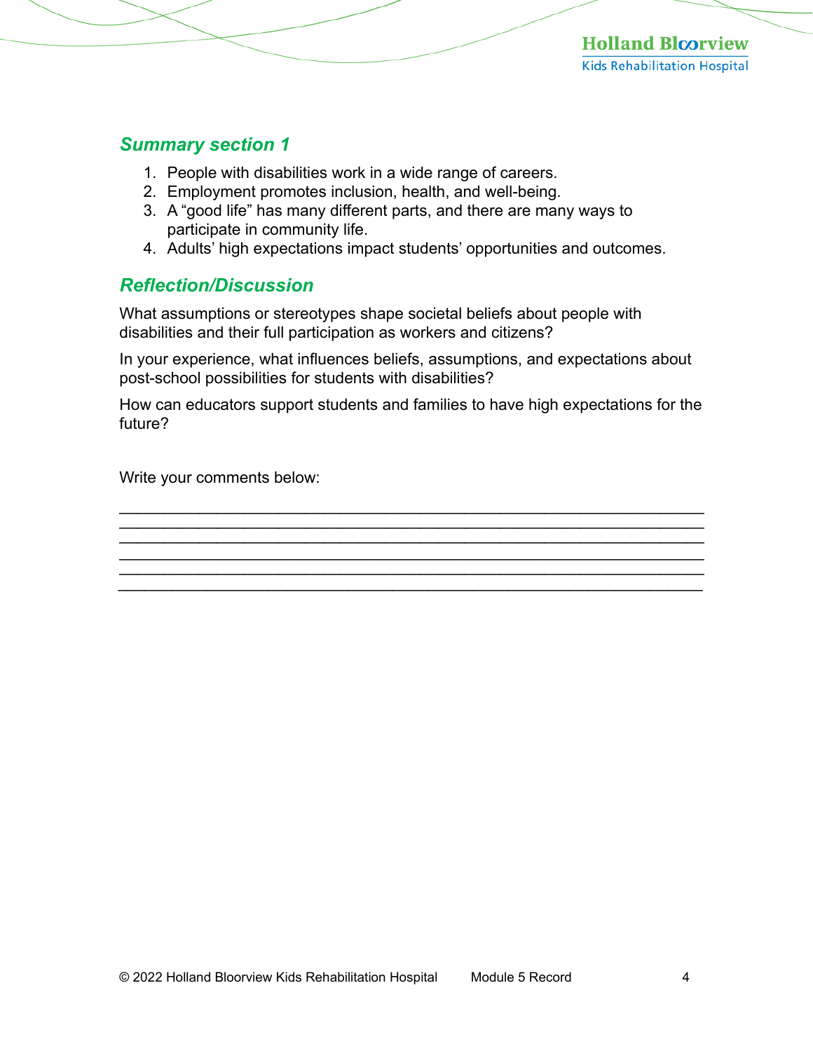## *Summary section 1*

1. People with disabilities work in a wide range of careers.
2. Employment promotes inclusion, health, and well-being.
3. A "good life" has many different parts, and there are many ways to participate in community life.
4. Adults' high expectations impact students' opportunities and outcomes.

## *Reflection/Discussion*

What assumptions or stereotypes shape societal beliefs about people with disabilities and their full participation as workers and citizens?

In your experience, what influences beliefs, assumptions, and expectations about post-school possibilities for students with disabilities?

How can educators support students and families to have high expectations for the future?

Write your comments below:

______________________________________________________________________
______________________________________________________________________
______________________________________________________________________
______________________________________________________________________
______________________________________________________________________
______________________________________________________________________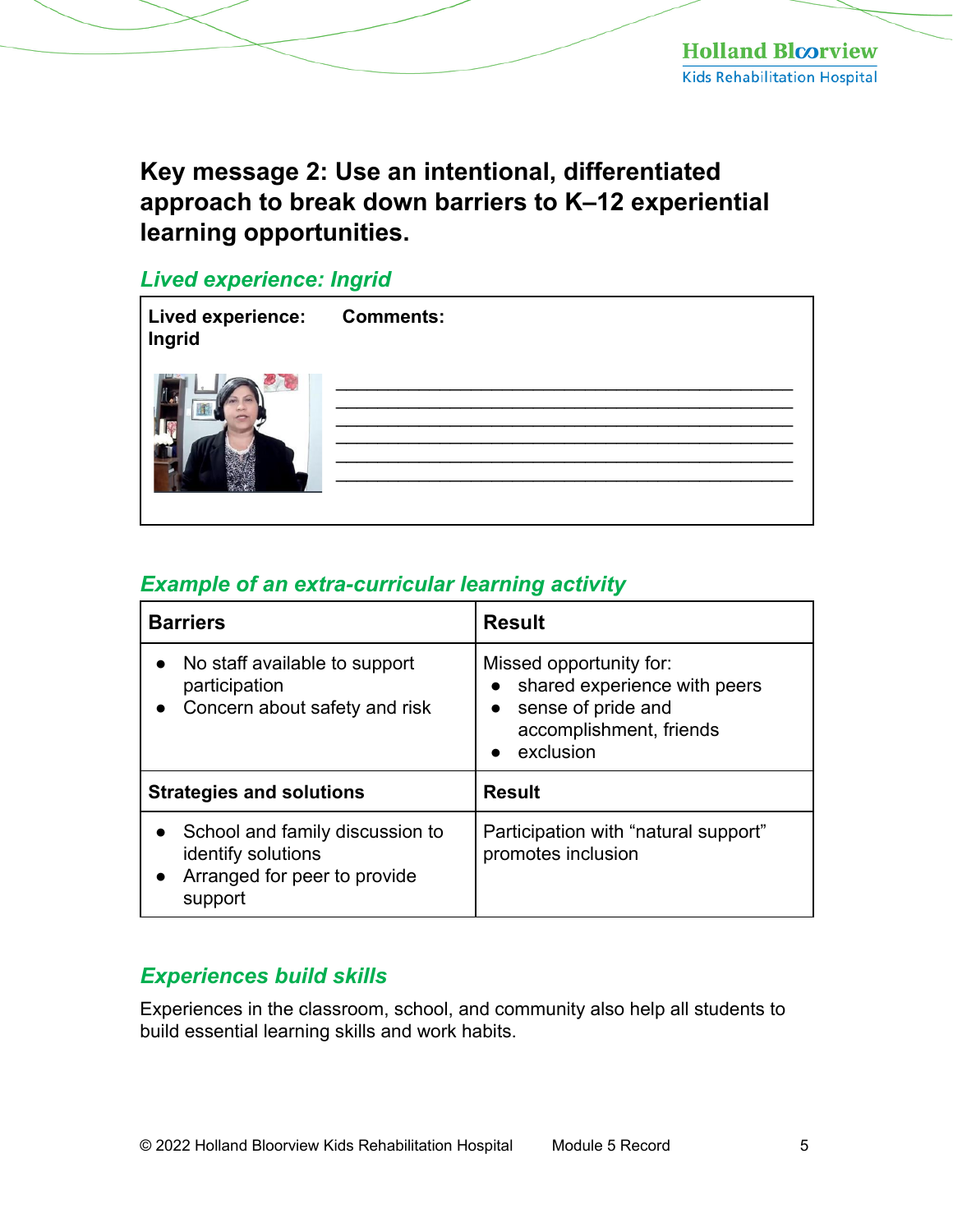## Key message 2: Use an intentional, differentiated approach to break down barriers to K–12 experiential learning opportunities.

### *Lived experience: Ingrid*

| Lived experience: Ingrid | Comments: |
|---|---|
| | ______________________________________________<br>______________________________________________<br>______________________________________________<br>______________________________________________<br>______________________________________________<br>______________________________________________ |

### *Example of an extra-curricular learning activity*

| Barriers | Result |
|---|---|
| • No staff available to support participation<br>• Concern about safety and risk | Missed opportunity for:<br>• shared experience with peers<br>• sense of pride and accomplishment, friends<br>• exclusion |
| **Strategies and solutions** | **Result** |
| • School and family discussion to identify solutions<br>• Arranged for peer to provide support | Participation with "natural support" promotes inclusion |

### *Experiences build skills*

Experiences in the classroom, school, and community also help all students to build essential learning skills and work habits.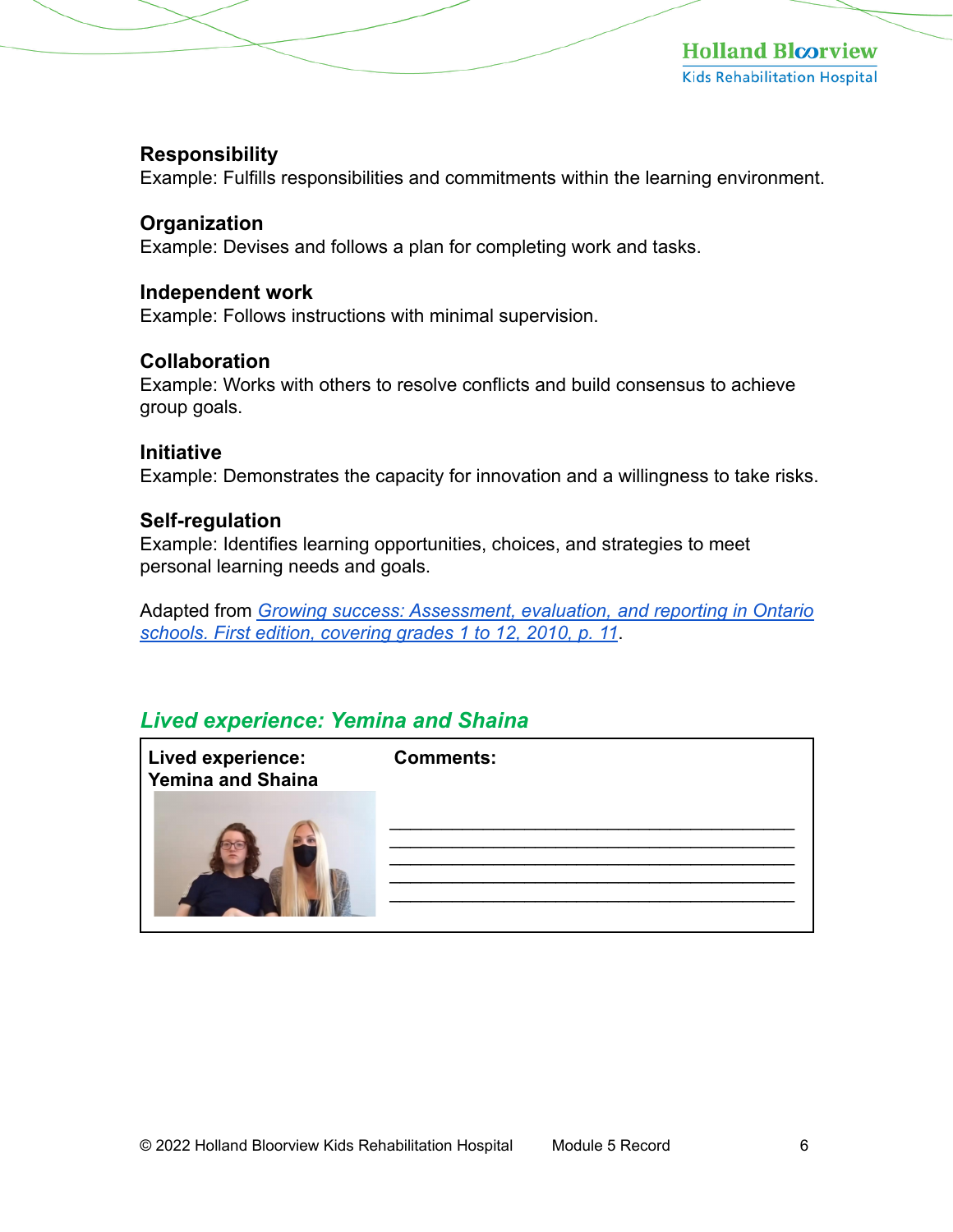**Responsibility**
Example: Fulfills responsibilities and commitments within the learning environment.

**Organization**
Example: Devises and follows a plan for completing work and tasks.

**Independent work**
Example: Follows instructions with minimal supervision.

**Collaboration**
Example: Works with others to resolve conflicts and build consensus to achieve group goals.

**Initiative**
Example: Demonstrates the capacity for innovation and a willingness to take risks.

**Self-regulation**
Example: Identifies learning opportunities, choices, and strategies to meet personal learning needs and goals.

Adapted from *Growing success: Assessment, evaluation, and reporting in Ontario schools. First edition, covering grades 1 to 12, 2010, p. 11*.

## *Lived experience: Yemina and Shaina*

| Lived experience: Yemina and Shaina | Comments: |
| --- | --- |
| | ______________________________________________ ______________________________________________ ______________________________________________ ______________________________________________ ______________________________________________ |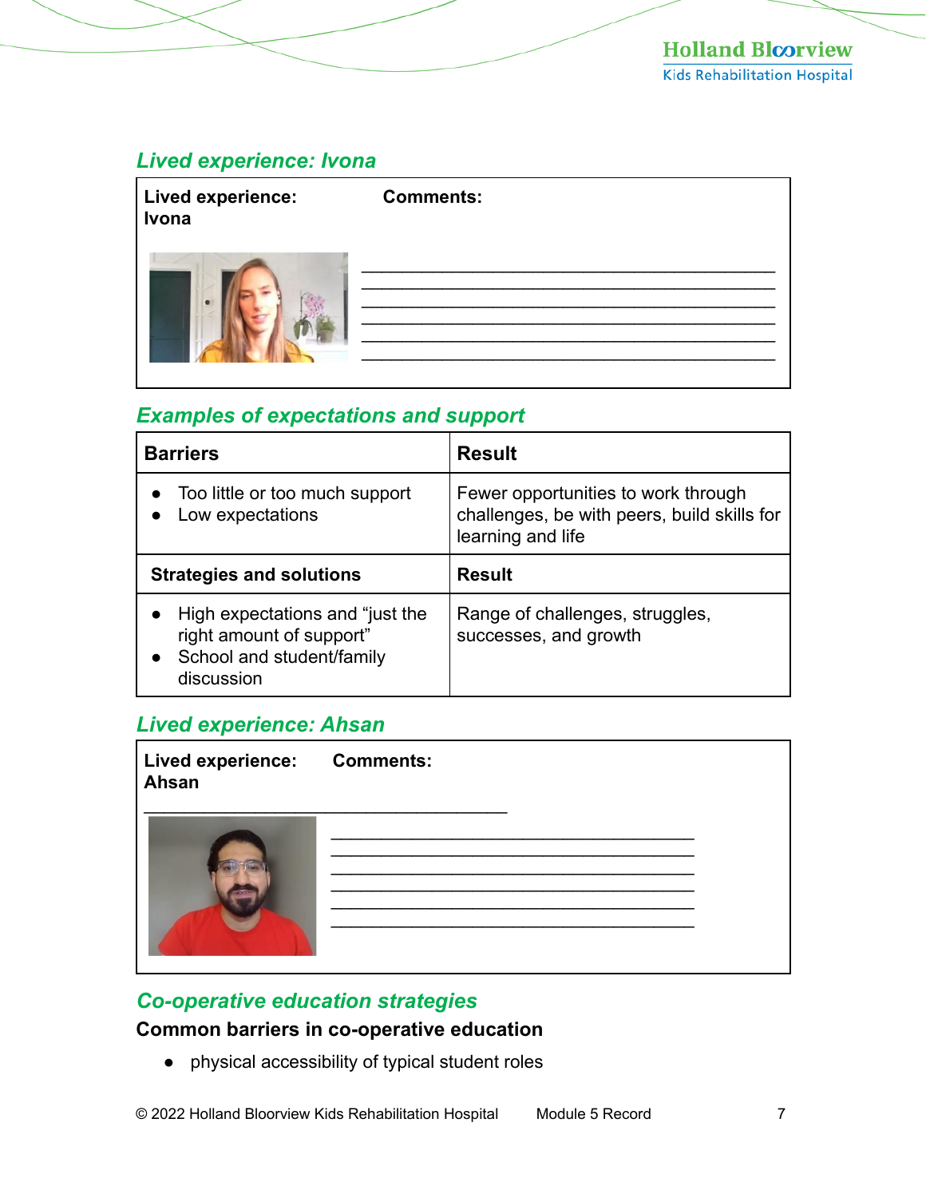### *Lived experience: Ivona*

| Lived experience: Ivona | Comments: |
|---|---|
| | ___________________________________________ ___________________________________________ ___________________________________________ ___________________________________________ ___________________________________________ ___________________________________________ |

### *Examples of expectations and support*

| Barriers | Result |
|---|---|
| • Too little or too much support<br>• Low expectations | Fewer opportunities to work through challenges, be with peers, build skills for learning and life |
| **Strategies and solutions** | **Result** |
| • High expectations and "just the right amount of support"<br>• School and student/family discussion | Range of challenges, struggles, successes, and growth |

### *Lived experience: Ahsan*

| Lived experience: Ahsan | Comments: |
|---|---|
| ______________________________________ | ______________________________________ ______________________________________ ______________________________________ ______________________________________ ______________________________________ ______________________________________ |

### *Co-operative education strategies*

**Common barriers in co-operative education**

- physical accessibility of typical student roles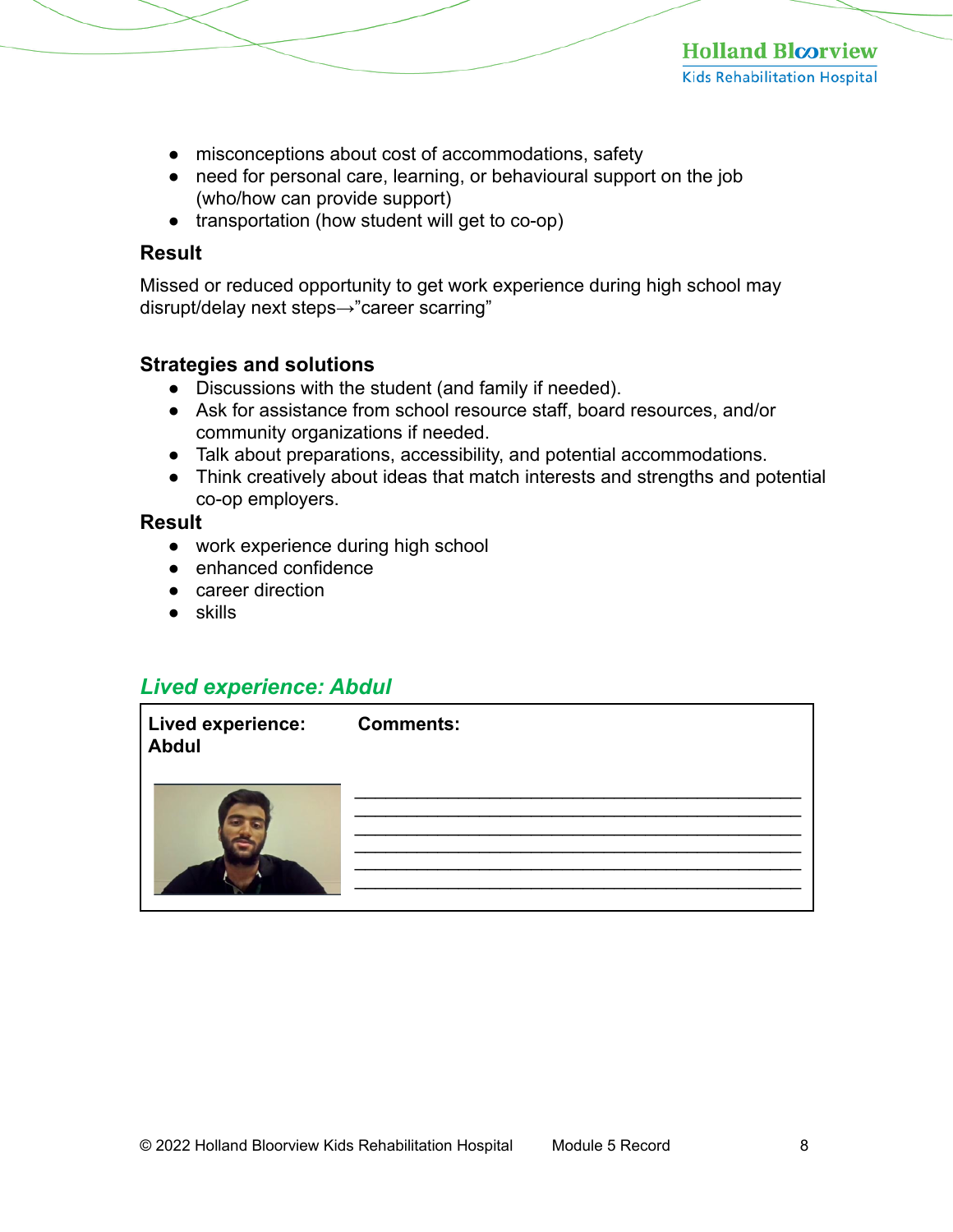- misconceptions about cost of accommodations, safety
- need for personal care, learning, or behavioural support on the job (who/how can provide support)
- transportation (how student will get to co-op)

### Result

Missed or reduced opportunity to get work experience during high school may disrupt/delay next steps→"career scarring"

### Strategies and solutions

- Discussions with the student (and family if needed).
- Ask for assistance from school resource staff, board resources, and/or community organizations if needed.
- Talk about preparations, accessibility, and potential accommodations.
- Think creatively about ideas that match interests and strengths and potential co-op employers.

### Result

- work experience during high school
- enhanced confidence
- career direction
- skills

## *Lived experience: Abdul*

| Lived experience: Abdul | Comments: |
|---|---|
| | ______________________________________________ ______________________________________________ ______________________________________________ ______________________________________________ ______________________________________________ ______________________________________________ |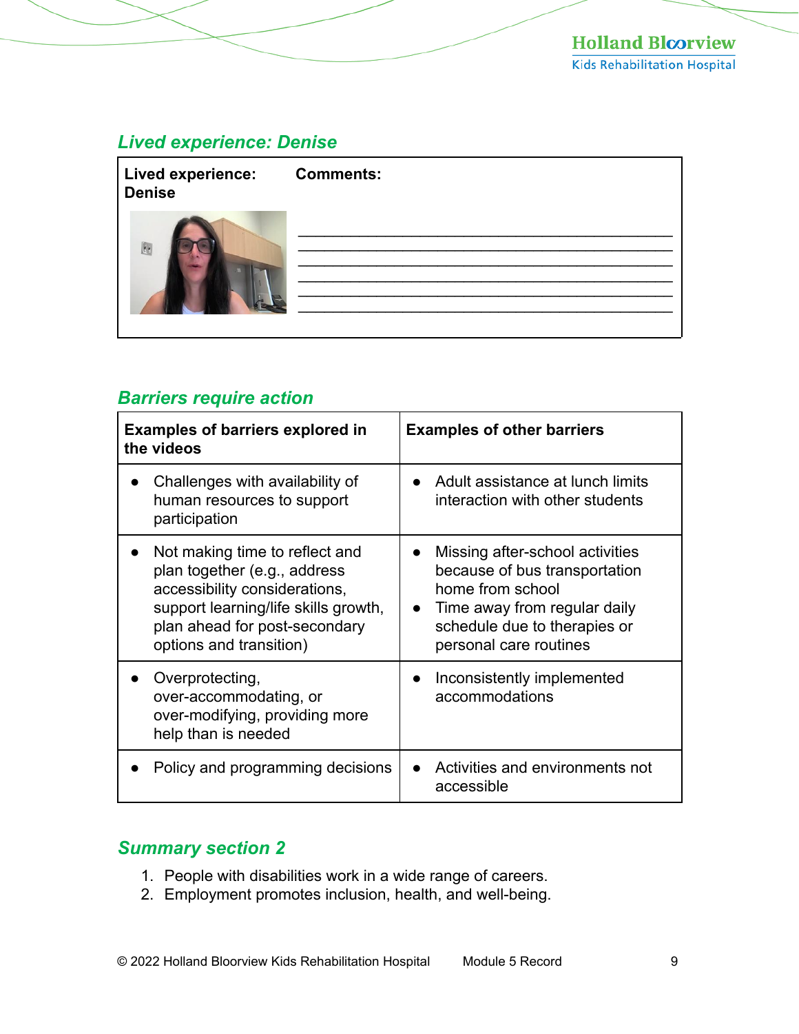## *Lived experience: Denise*

| **Lived experience: Denise** | **Comments:** |
|---|---|
| | ______________________________________________ |
| | ______________________________________________ |
| | ______________________________________________ |
| | ______________________________________________ |
| | ______________________________________________ |
| | ______________________________________________ |

## *Barriers require action*

| **Examples of barriers explored in the videos** | **Examples of other barriers** |
|---|---|
| • Challenges with availability of human resources to support participation | • Adult assistance at lunch limits interaction with other students |
| • Not making time to reflect and plan together (e.g., address accessibility considerations, support learning/life skills growth, plan ahead for post-secondary options and transition) | • Missing after-school activities because of bus transportation home from school<br>• Time away from regular daily schedule due to therapies or personal care routines |
| • Overprotecting, over-accommodating, or over-modifying, providing more help than is needed | • Inconsistently implemented accommodations |
| • Policy and programming decisions | • Activities and environments not accessible |

## *Summary section 2*

1. People with disabilities work in a wide range of careers.
2. Employment promotes inclusion, health, and well-being.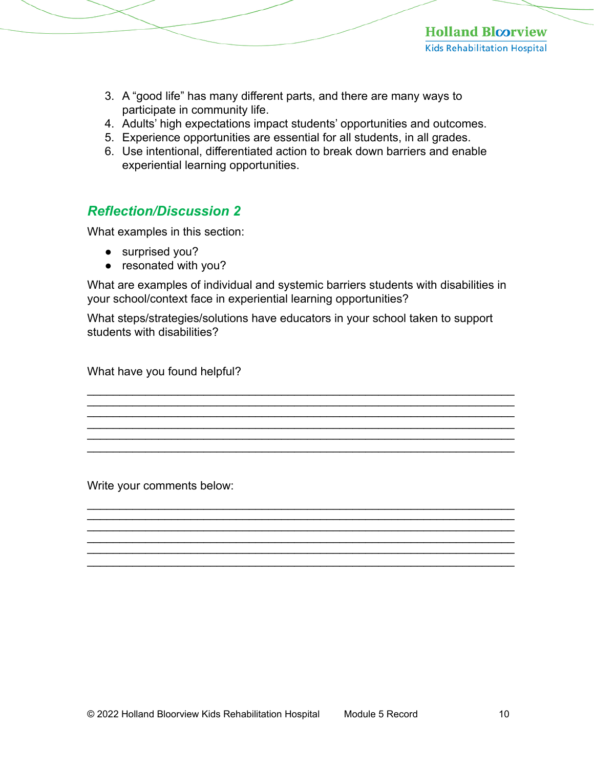3. A “good life” has many different parts, and there are many ways to participate in community life.
4. Adults’ high expectations impact students’ opportunities and outcomes.
5. Experience opportunities are essential for all students, in all grades.
6. Use intentional, differentiated action to break down barriers and enable experiential learning opportunities.

## *Reflection/Discussion 2*

What examples in this section:

- surprised you?
- resonated with you?

What are examples of individual and systemic barriers students with disabilities in your school/context face in experiential learning opportunities?

What steps/strategies/solutions have educators in your school taken to support students with disabilities?

What have you found helpful?

______________________________________________________________
______________________________________________________________
______________________________________________________________
______________________________________________________________
______________________________________________________________
______________________________________________________________

Write your comments below:

______________________________________________________________
______________________________________________________________
______________________________________________________________
______________________________________________________________
______________________________________________________________
______________________________________________________________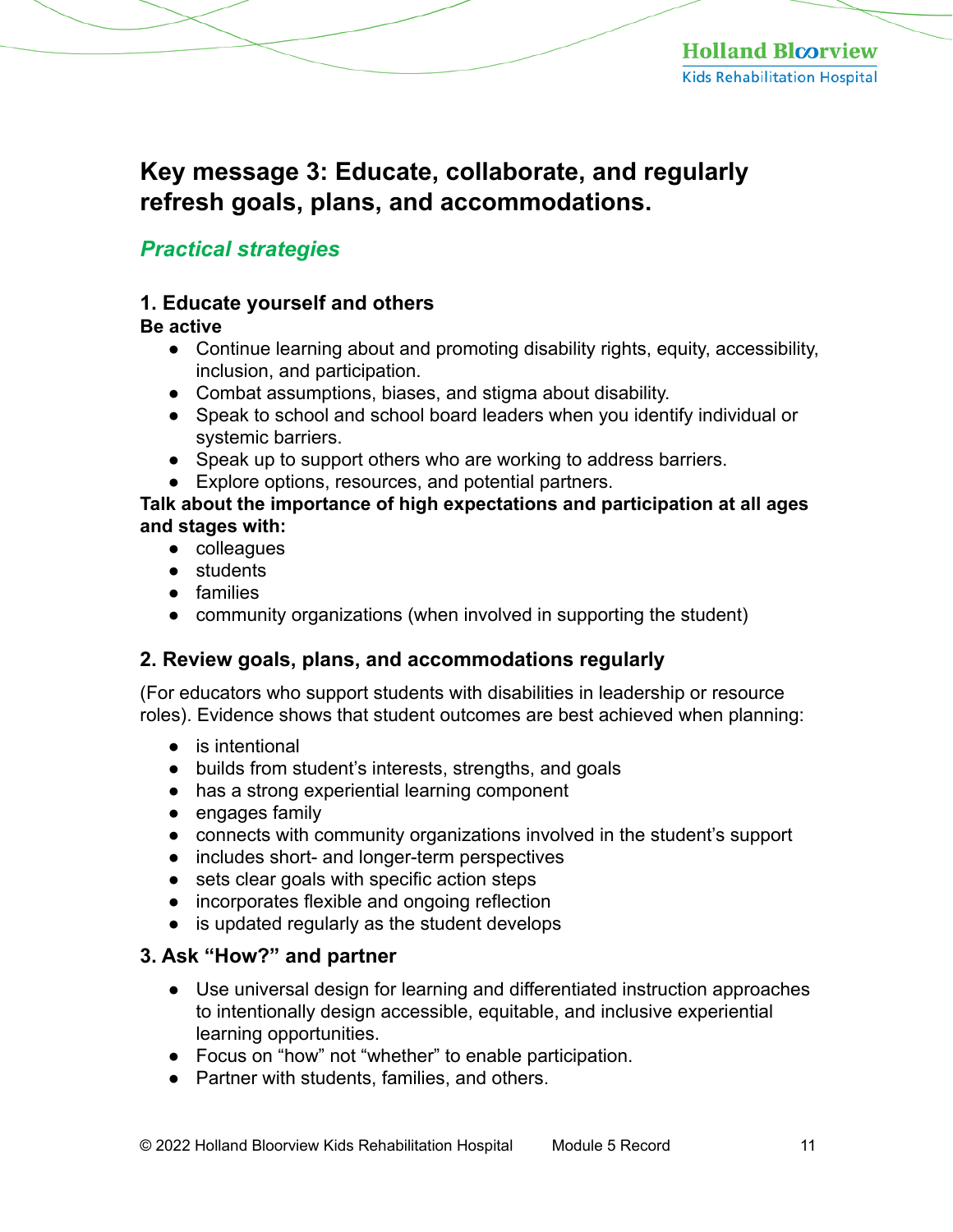## Key message 3: Educate, collaborate, and regularly refresh goals, plans, and accommodations.

### *Practical strategies*

#### 1. Educate yourself and others

**Be active**

- Continue learning about and promoting disability rights, equity, accessibility, inclusion, and participation.
- Combat assumptions, biases, and stigma about disability.
- Speak to school and school board leaders when you identify individual or systemic barriers.
- Speak up to support others who are working to address barriers.
- Explore options, resources, and potential partners.

**Talk about the importance of high expectations and participation at all ages and stages with:**

- colleagues
- students
- families
- community organizations (when involved in supporting the student)

#### 2. Review goals, plans, and accommodations regularly

(For educators who support students with disabilities in leadership or resource roles). Evidence shows that student outcomes are best achieved when planning:

- is intentional
- builds from student's interests, strengths, and goals
- has a strong experiential learning component
- engages family
- connects with community organizations involved in the student's support
- includes short- and longer-term perspectives
- sets clear goals with specific action steps
- incorporates flexible and ongoing reflection
- is updated regularly as the student develops

#### 3. Ask "How?" and partner

- Use universal design for learning and differentiated instruction approaches to intentionally design accessible, equitable, and inclusive experiential learning opportunities.
- Focus on "how" not "whether" to enable participation.
- Partner with students, families, and others.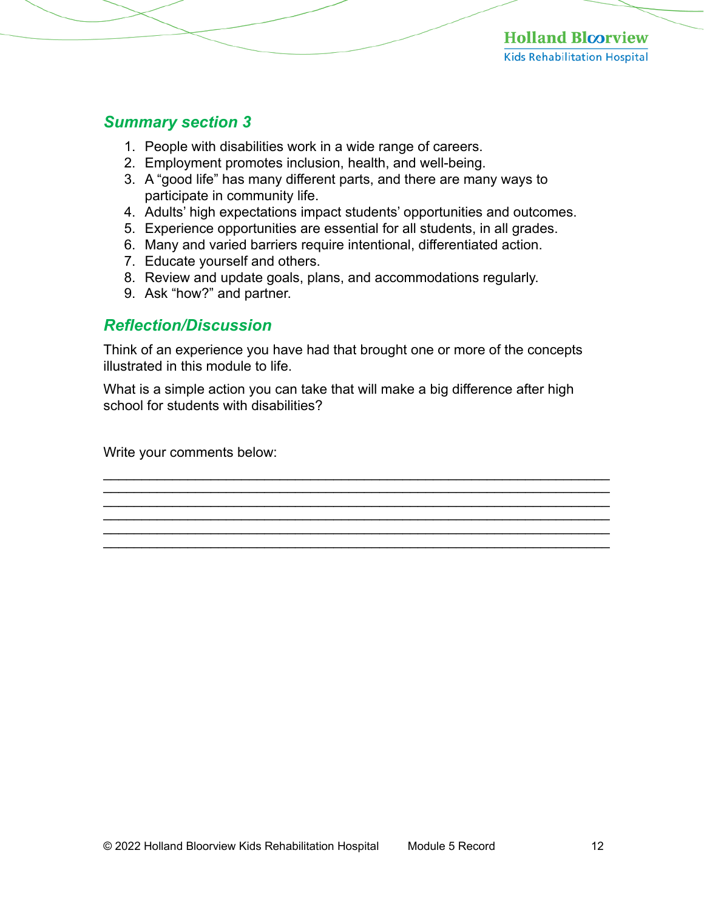## *Summary section 3*

1. People with disabilities work in a wide range of careers.
2. Employment promotes inclusion, health, and well-being.
3. A “good life” has many different parts, and there are many ways to participate in community life.
4. Adults’ high expectations impact students’ opportunities and outcomes.
5. Experience opportunities are essential for all students, in all grades.
6. Many and varied barriers require intentional, differentiated action.
7. Educate yourself and others.
8. Review and update goals, plans, and accommodations regularly.
9. Ask “how?” and partner.

## *Reflection/Discussion*

Think of an experience you have had that brought one or more of the concepts illustrated in this module to life.

What is a simple action you can take that will make a big difference after high school for students with disabilities?

Write your comments below:

_______________________________________________________________
_______________________________________________________________
_______________________________________________________________
_______________________________________________________________
_______________________________________________________________
_______________________________________________________________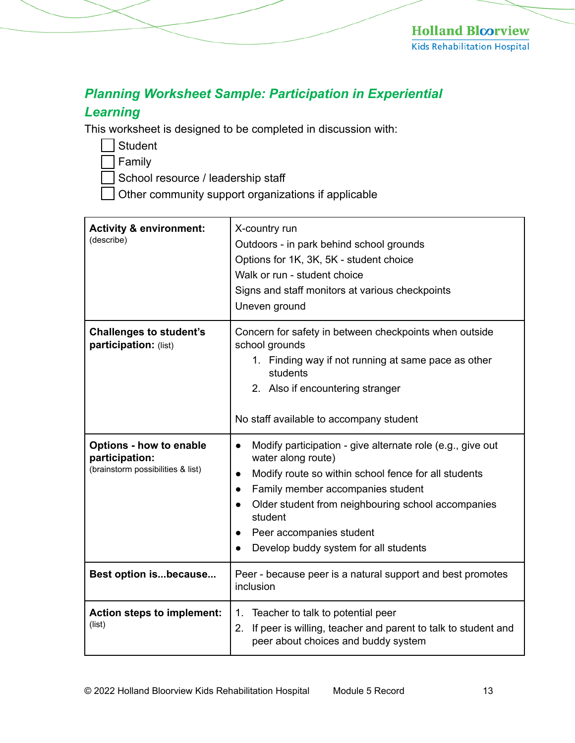## *Planning Worksheet Sample: Participation in Experiential Learning*

This worksheet is designed to be completed in discussion with:

- [ ] Student
- [ ] Family
- [ ] School resource / leadership staff
- [ ] Other community support organizations if applicable

| | |
|---|---|
| **Activity & environment:** (describe) | X-country run<br>Outdoors - in park behind school grounds<br>Options for 1K, 3K, 5K - student choice<br>Walk or run - student choice<br>Signs and staff monitors at various checkpoints<br>Uneven ground |
| **Challenges to student's participation:** (list) | Concern for safety in between checkpoints when outside school grounds<br>1. Finding way if not running at same pace as other students<br>2. Also if encountering stranger<br><br>No staff available to accompany student |
| **Options - how to enable participation:** (brainstorm possibilities & list) | • Modify participation - give alternate role (e.g., give out water along route)<br>• Modify route so within school fence for all students<br>• Family member accompanies student<br>• Older student from neighbouring school accompanies student<br>• Peer accompanies student<br>• Develop buddy system for all students |
| **Best option is...because...** | Peer - because peer is a natural support and best promotes inclusion |
| **Action steps to implement:** (list) | 1. Teacher to talk to potential peer<br>2. If peer is willing, teacher and parent to talk to student and peer about choices and buddy system |

© 2022 Holland Bloorview Kids Rehabilitation Hospital Module 5 Record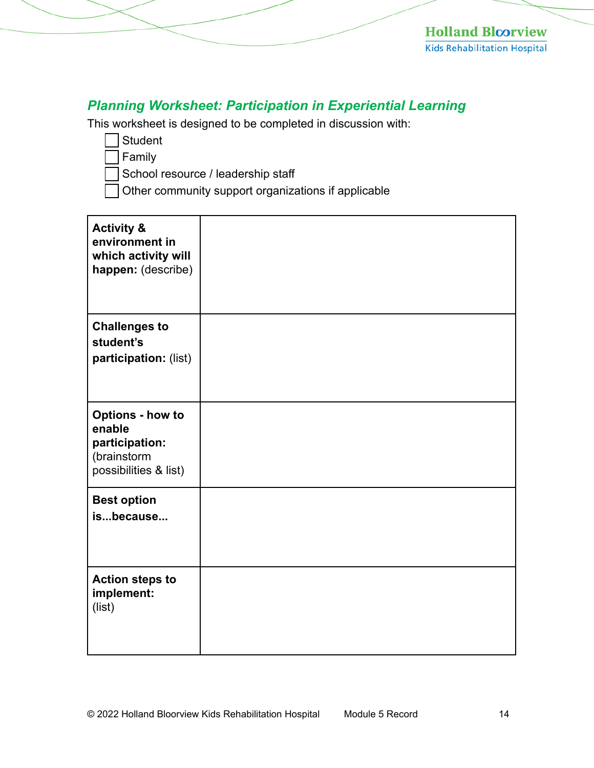## *Planning Worksheet: Participation in Experiential Learning*

This worksheet is designed to be completed in discussion with:

- ☐ Student
- ☐ Family
- ☐ School resource / leadership staff
- ☐ Other community support organizations if applicable

| | |
|---|---|
| **Activity & environment in which activity will happen:** (describe) | |
| **Challenges to student's participation:** (list) | |
| **Options - how to enable participation:** (brainstorm possibilities & list) | |
| **Best option is...because...** | |
| **Action steps to implement:** (list) | |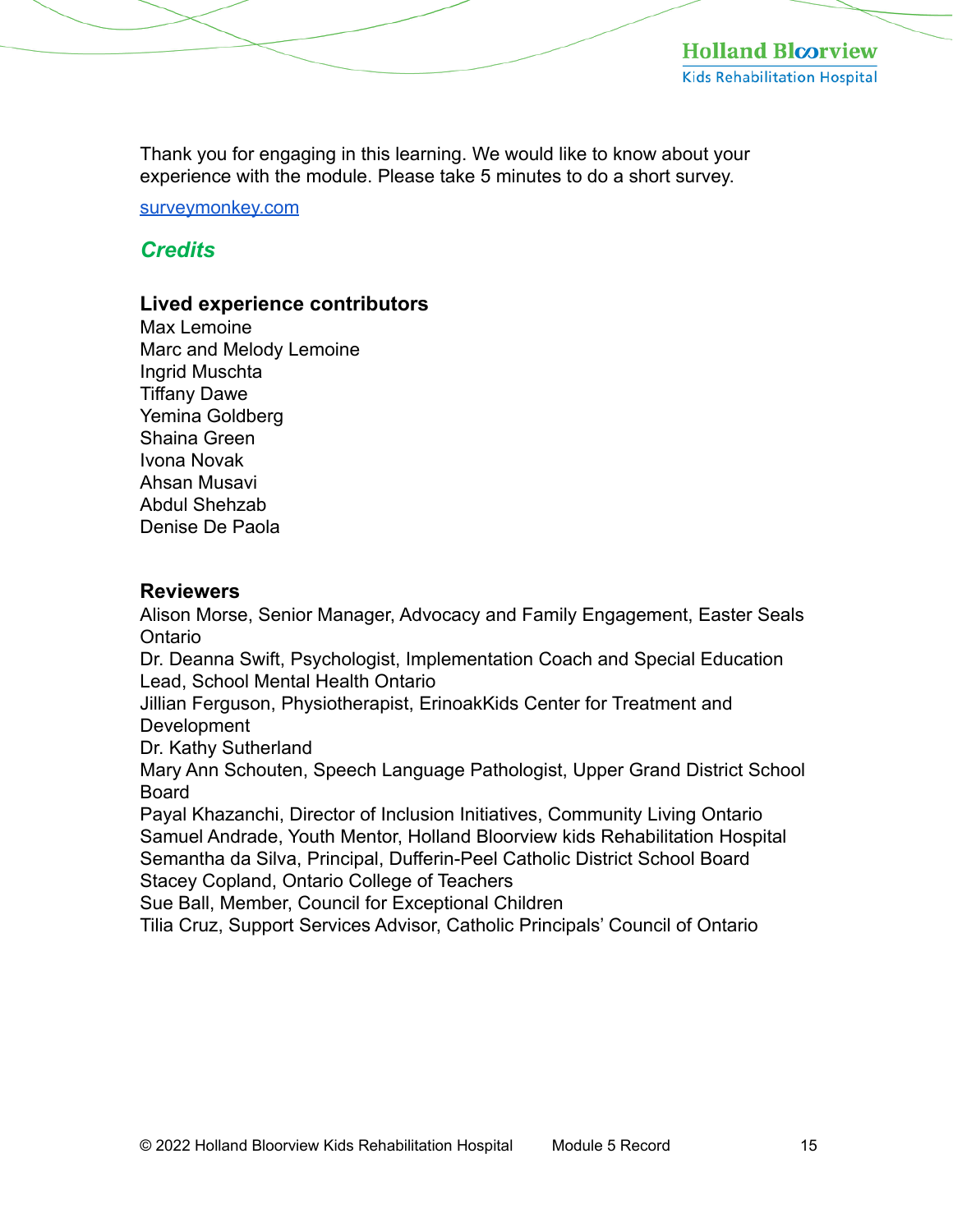Thank you for engaging in this learning. We would like to know about your experience with the module. Please take 5 minutes to do a short survey.

[surveymonkey.com](surveymonkey.com)

## *Credits*

### Lived experience contributors

Max Lemoine
Marc and Melody Lemoine
Ingrid Muschta
Tiffany Dawe
Yemina Goldberg
Shaina Green
Ivona Novak
Ahsan Musavi
Abdul Shehzab
Denise De Paola

### Reviewers

Alison Morse, Senior Manager, Advocacy and Family Engagement, Easter Seals Ontario
Dr. Deanna Swift, Psychologist, Implementation Coach and Special Education Lead, School Mental Health Ontario
Jillian Ferguson, Physiotherapist, ErinoakKids Center for Treatment and Development
Dr. Kathy Sutherland
Mary Ann Schouten, Speech Language Pathologist, Upper Grand District School Board
Payal Khazanchi, Director of Inclusion Initiatives, Community Living Ontario
Samuel Andrade, Youth Mentor, Holland Bloorview kids Rehabilitation Hospital
Semantha da Silva, Principal, Dufferin-Peel Catholic District School Board
Stacey Copland, Ontario College of Teachers
Sue Ball, Member, Council for Exceptional Children
Tilia Cruz, Support Services Advisor, Catholic Principals' Council of Ontario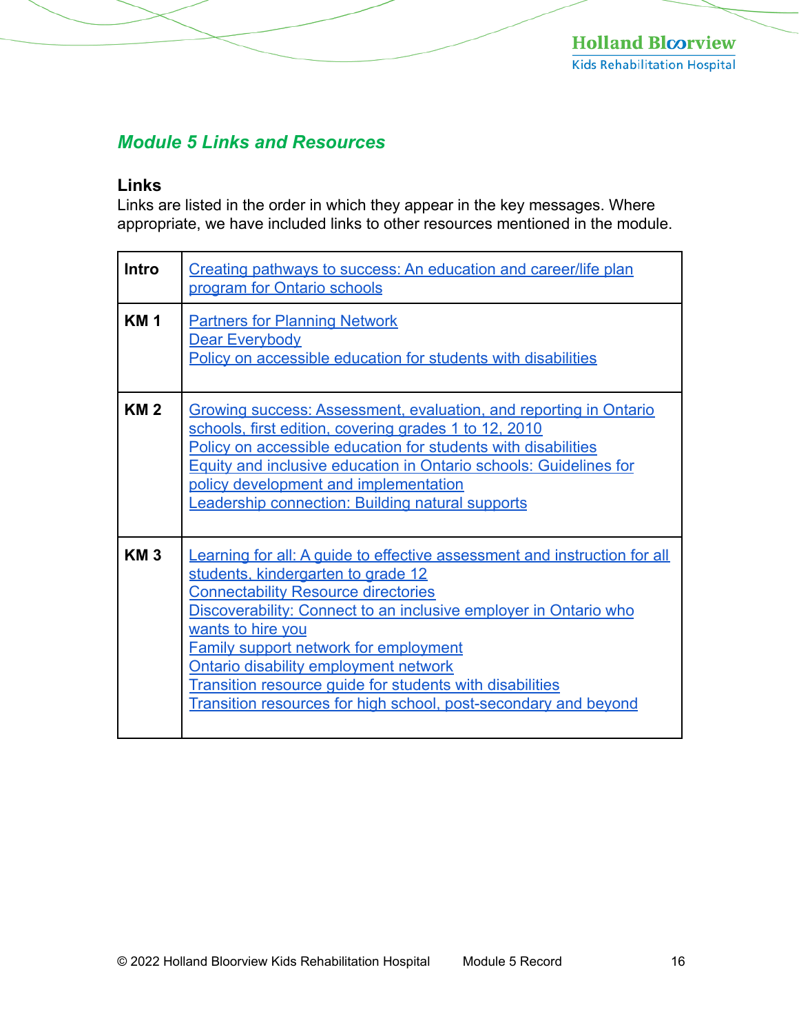## *Module 5 Links and Resources*

### Links

Links are listed in the order in which they appear in the key messages. Where appropriate, we have included links to other resources mentioned in the module.

| | |
|---|---|
| **Intro** | Creating pathways to success: An education and career/life plan program for Ontario schools |
| **KM 1** | Partners for Planning Network<br>Dear Everybody<br>Policy on accessible education for students with disabilities |
| **KM 2** | Growing success: Assessment, evaluation, and reporting in Ontario schools, first edition, covering grades 1 to 12, 2010<br>Policy on accessible education for students with disabilities<br>Equity and inclusive education in Ontario schools: Guidelines for policy development and implementation<br>Leadership connection: Building natural supports |
| **KM 3** | Learning for all: A guide to effective assessment and instruction for all students, kindergarten to grade 12<br>Connectability Resource directories<br>Discoverability: Connect to an inclusive employer in Ontario who wants to hire you<br>Family support network for employment<br>Ontario disability employment network<br>Transition resource guide for students with disabilities<br>Transition resources for high school, post-secondary and beyond |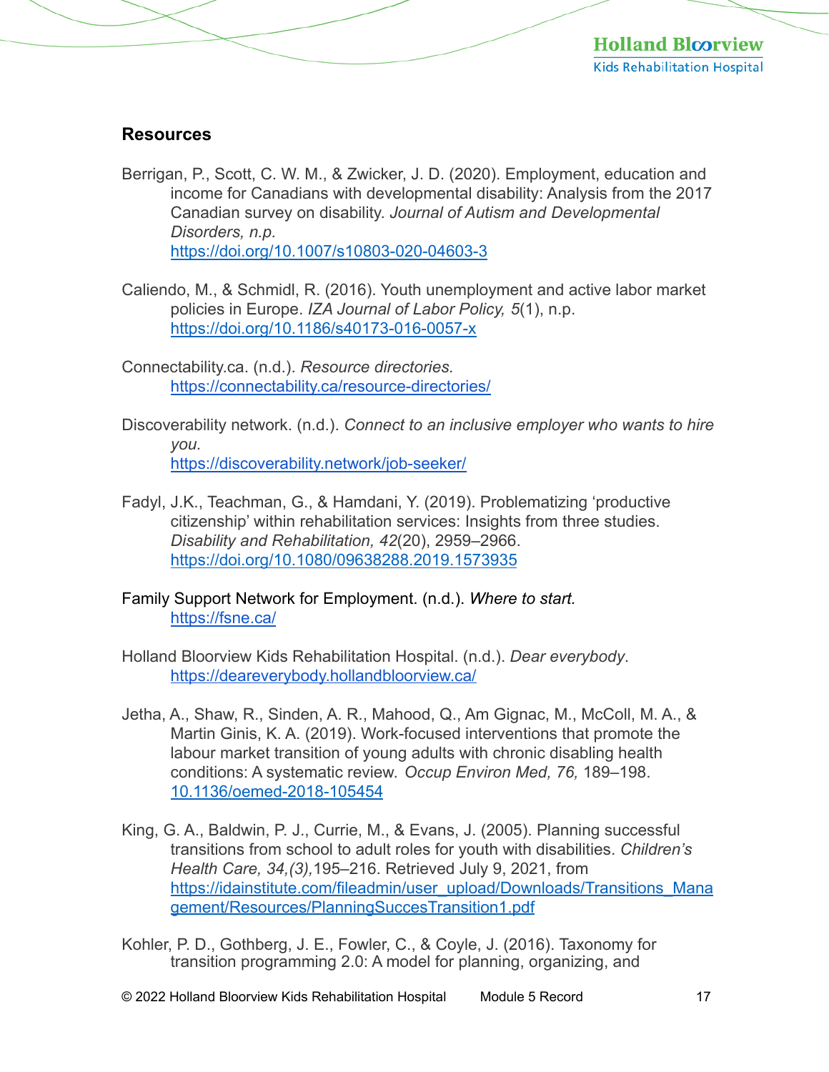## Resources

Berrigan, P., Scott, C. W. M., & Zwicker, J. D. (2020). Employment, education and income for Canadians with developmental disability: Analysis from the 2017 Canadian survey on disability. *Journal of Autism and Developmental Disorders, n.p.* https://doi.org/10.1007/s10803-020-04603-3

Caliendo, M., & Schmidl, R. (2016). Youth unemployment and active labor market policies in Europe. *IZA Journal of Labor Policy, 5*(1), n.p. https://doi.org/10.1186/s40173-016-0057-x

Connectability.ca. (n.d.). *Resource directories.* https://connectability.ca/resource-directories/

Discoverability network. (n.d.). *Connect to an inclusive employer who wants to hire you.* https://discoverability.network/job-seeker/

Fadyl, J.K., Teachman, G., & Hamdani, Y. (2019). Problematizing 'productive citizenship' within rehabilitation services: Insights from three studies. *Disability and Rehabilitation, 42*(20), 2959–2966. https://doi.org/10.1080/09638288.2019.1573935

Family Support Network for Employment. (n.d.). *Where to start.* https://fsne.ca/

Holland Bloorview Kids Rehabilitation Hospital. (n.d.). *Dear everybody*. https://deareverybody.hollandbloorview.ca/

Jetha, A., Shaw, R., Sinden, A. R., Mahood, Q., Am Gignac, M., McColl, M. A., & Martin Ginis, K. A. (2019). Work-focused interventions that promote the labour market transition of young adults with chronic disabling health conditions: A systematic review. *Occup Environ Med, 76,* 189–198. 10.1136/oemed-2018-105454

King, G. A., Baldwin, P. J., Currie, M., & Evans, J. (2005). Planning successful transitions from school to adult roles for youth with disabilities. *Children's Health Care, 34,(3),*195–216. Retrieved July 9, 2021, from https://idainstitute.com/fileadmin/user_upload/Downloads/Transitions_Management/Resources/PlanningSuccesTransition1.pdf

Kohler, P. D., Gothberg, J. E., Fowler, C., & Coyle, J. (2016). Taxonomy for transition programming 2.0: A model for planning, organizing, and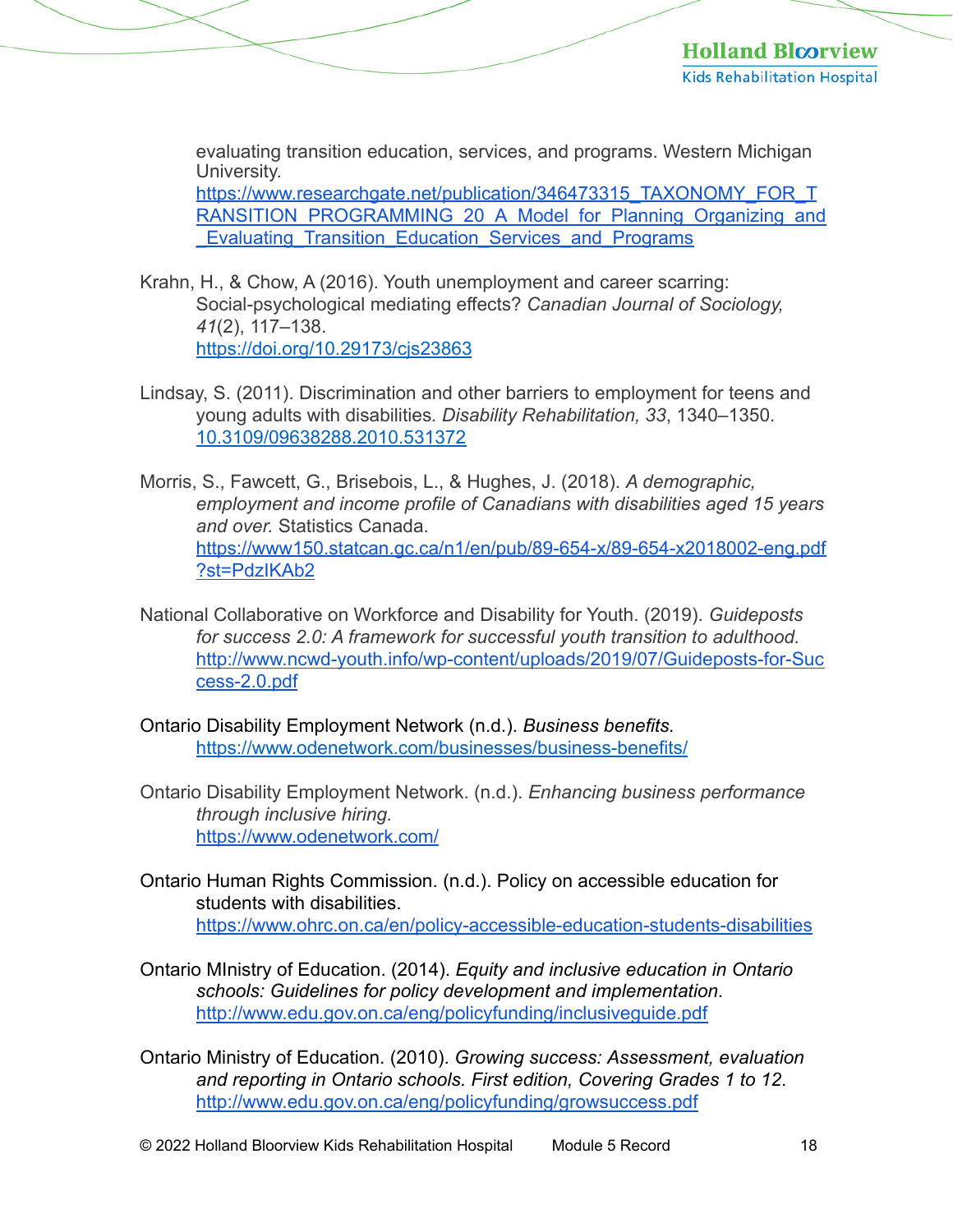evaluating transition education, services, and programs. Western Michigan University. https://www.researchgate.net/publication/346473315_TAXONOMY_FOR_TRANSITION_PROGRAMMING_20_A_Model_for_Planning_Organizing_and_Evaluating_Transition_Education_Services_and_Programs

Krahn, H., & Chow, A (2016). Youth unemployment and career scarring: Social-psychological mediating effects? *Canadian Journal of Sociology, 41*(2), 117–138. https://doi.org/10.29173/cjs23863

Lindsay, S. (2011). Discrimination and other barriers to employment for teens and young adults with disabilities. *Disability Rehabilitation, 33*, 1340–1350. 10.3109/09638288.2010.531372

Morris, S., Fawcett, G., Brisebois, L., & Hughes, J. (2018). *A demographic, employment and income profile of Canadians with disabilities aged 15 years and over.* Statistics Canada. https://www150.statcan.gc.ca/n1/en/pub/89-654-x/89-654-x2018002-eng.pdf?st=PdzIKAb2

National Collaborative on Workforce and Disability for Youth. (2019). *Guideposts for success 2.0: A framework for successful youth transition to adulthood.* http://www.ncwd-youth.info/wp-content/uploads/2019/07/Guideposts-for-Success-2.0.pdf

Ontario Disability Employment Network (n.d.). *Business benefits.* https://www.odenetwork.com/businesses/business-benefits/

Ontario Disability Employment Network. (n.d.). *Enhancing business performance through inclusive hiring.* https://www.odenetwork.com/

Ontario Human Rights Commission. (n.d.). Policy on accessible education for students with disabilities. https://www.ohrc.on.ca/en/policy-accessible-education-students-disabilities

Ontario MInistry of Education. (2014). *Equity and inclusive education in Ontario schools: Guidelines for policy development and implementation*. http://www.edu.gov.on.ca/eng/policyfunding/inclusiveguide.pdf

Ontario Ministry of Education. (2010). *Growing success: Assessment, evaluation and reporting in Ontario schools. First edition, Covering Grades 1 to 12*. http://www.edu.gov.on.ca/eng/policyfunding/growsuccess.pdf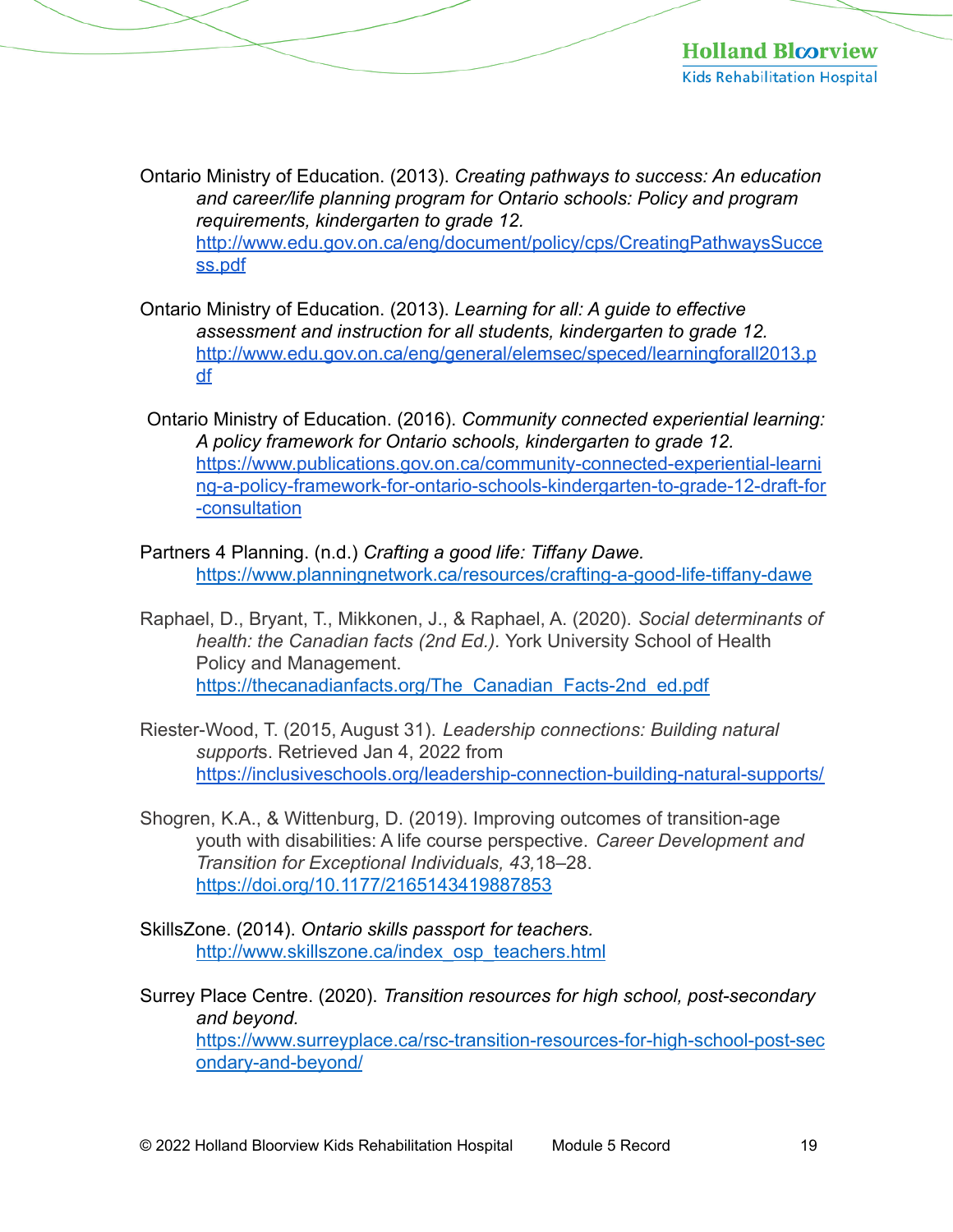Ontario Ministry of Education. (2013). *Creating pathways to success: An education and career/life planning program for Ontario schools: Policy and program requirements, kindergarten to grade 12.* http://www.edu.gov.on.ca/eng/document/policy/cps/CreatingPathwaysSuccess.pdf

Ontario Ministry of Education. (2013). *Learning for all: A guide to effective assessment and instruction for all students, kindergarten to grade 12.* http://www.edu.gov.on.ca/eng/general/elemsec/speced/learningforall2013.pdf

Ontario Ministry of Education. (2016). *Community connected experiential learning: A policy framework for Ontario schools, kindergarten to grade 12.* https://www.publications.gov.on.ca/community-connected-experiential-learning-a-policy-framework-for-ontario-schools-kindergarten-to-grade-12-draft-for-consultation

Partners 4 Planning. (n.d.) *Crafting a good life: Tiffany Dawe.* https://www.planningnetwork.ca/resources/crafting-a-good-life-tiffany-dawe

Raphael, D., Bryant, T., Mikkonen, J., & Raphael, A. (2020). *Social determinants of health: the Canadian facts (2nd Ed.).* York University School of Health Policy and Management. https://thecanadianfacts.org/The_Canadian_Facts-2nd_ed.pdf

Riester-Wood, T. (2015, August 31). *Leadership connections: Building natural supports*. Retrieved Jan 4, 2022 from https://inclusiveschools.org/leadership-connection-building-natural-supports/

Shogren, K.A., & Wittenburg, D. (2019). Improving outcomes of transition-age youth with disabilities: A life course perspective. *Career Development and Transition for Exceptional Individuals, 43,*18–28. https://doi.org/10.1177/2165143419887853

SkillsZone. (2014). *Ontario skills passport for teachers.* http://www.skillszone.ca/index_osp_teachers.html

Surrey Place Centre. (2020). *Transition resources for high school, post-secondary and beyond.* https://www.surreyplace.ca/rsc-transition-resources-for-high-school-post-secondary-and-beyond/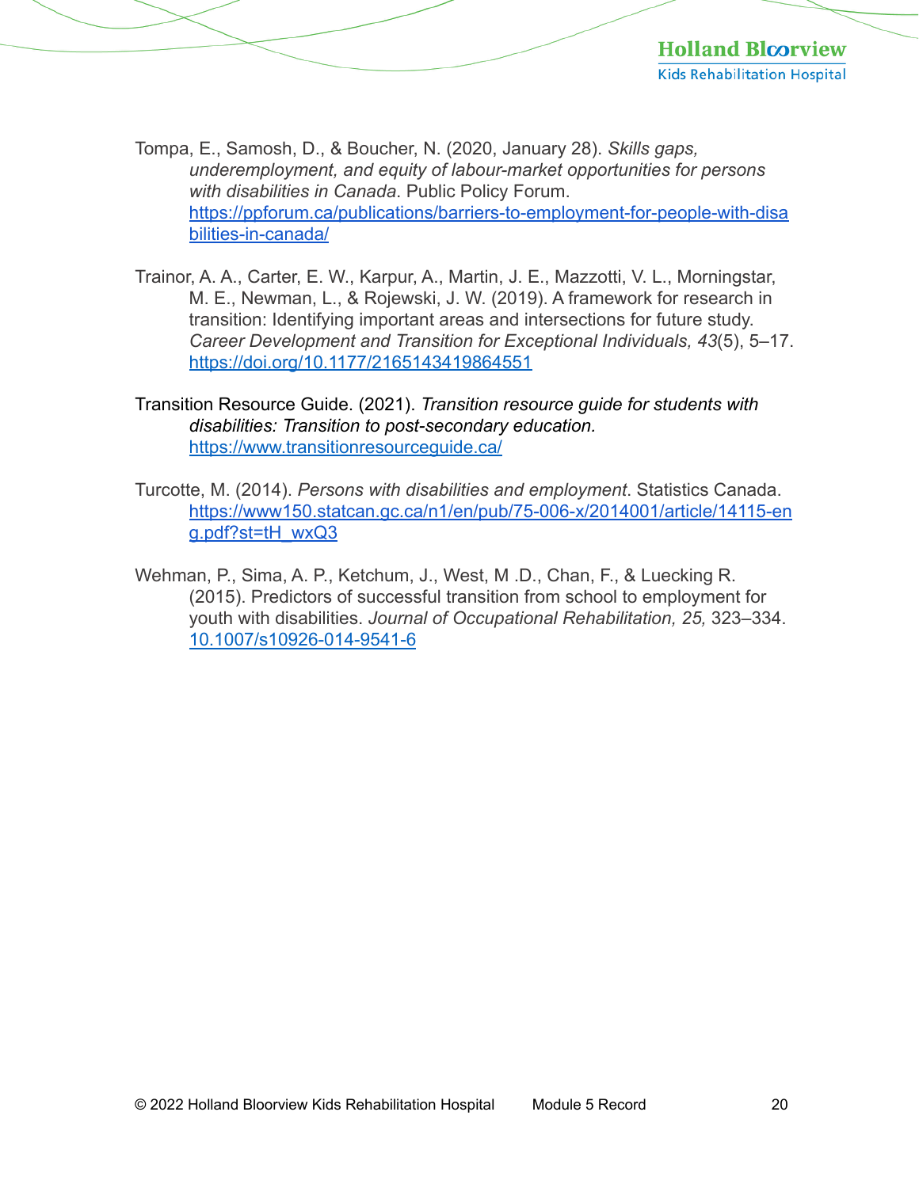Tompa, E., Samosh, D., & Boucher, N. (2020, January 28). *Skills gaps, underemployment, and equity of labour-market opportunities for persons with disabilities in Canada*. Public Policy Forum. https://ppforum.ca/publications/barriers-to-employment-for-people-with-disabilities-in-canada/

Trainor, A. A., Carter, E. W., Karpur, A., Martin, J. E., Mazzotti, V. L., Morningstar, M. E., Newman, L., & Rojewski, J. W. (2019). A framework for research in transition: Identifying important areas and intersections for future study. *Career Development and Transition for Exceptional Individuals, 43*(5), 5–17. https://doi.org/10.1177/2165143419864551

Transition Resource Guide. (2021). *Transition resource guide for students with disabilities: Transition to post-secondary education.* https://www.transitionresourceguide.ca/

Turcotte, M. (2014). *Persons with disabilities and employment*. Statistics Canada. https://www150.statcan.gc.ca/n1/en/pub/75-006-x/2014001/article/14115-eng.pdf?st=tH_wxQ3

Wehman, P., Sima, A. P., Ketchum, J., West, M .D., Chan, F., & Luecking R. (2015). Predictors of successful transition from school to employment for youth with disabilities. *Journal of Occupational Rehabilitation, 25,* 323–334. 10.1007/s10926-014-9541-6